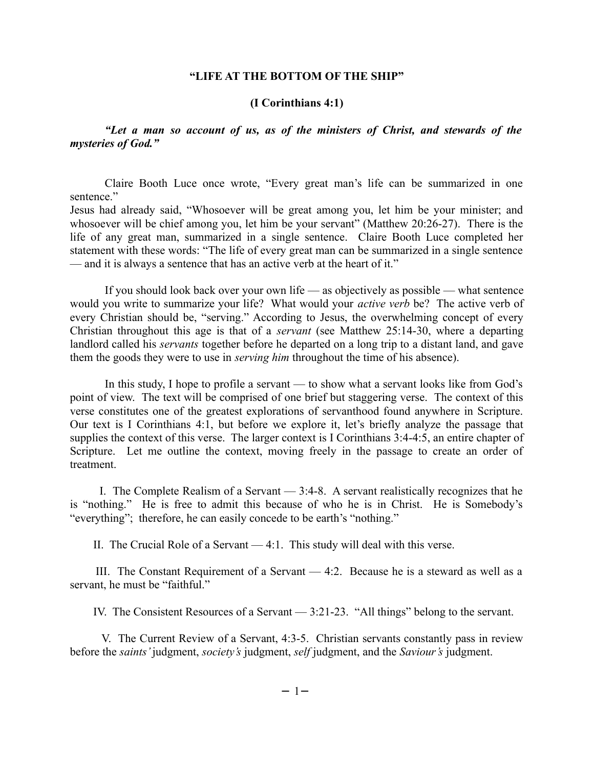# "LIFE AT THE BOTTOM OF THE SHIP"

## (I Corinthians 4:1)

***"Let a man so account of us, as of the ministers of Christ, and stewards of the mysteries of God."***

Claire Booth Luce once wrote, "Every great man's life can be summarized in one sentence."
Jesus had already said, "Whosoever will be great among you, let him be your minister; and whosoever will be chief among you, let him be your servant" (Matthew 20:26-27). There is the life of any great man, summarized in a single sentence. Claire Booth Luce completed her statement with these words: "The life of every great man can be summarized in a single sentence — and it is always a sentence that has an active verb at the heart of it."

If you should look back over your own life — as objectively as possible — what sentence would you write to summarize your life? What would your *active verb* be? The active verb of every Christian should be, "serving." According to Jesus, the overwhelming concept of every Christian throughout this age is that of a *servant* (see Matthew 25:14-30, where a departing landlord called his *servants* together before he departed on a long trip to a distant land, and gave them the goods they were to use in *serving him* throughout the time of his absence).

In this study, I hope to profile a servant — to show what a servant looks like from God's point of view. The text will be comprised of one brief but staggering verse. The context of this verse constitutes one of the greatest explorations of servanthood found anywhere in Scripture. Our text is I Corinthians 4:1, but before we explore it, let's briefly analyze the passage that supplies the context of this verse. The larger context is I Corinthians 3:4-4:5, an entire chapter of Scripture. Let me outline the context, moving freely in the passage to create an order of treatment.

I. The Complete Realism of a Servant — 3:4-8. A servant realistically recognizes that he is "nothing." He is free to admit this because of who he is in Christ. He is Somebody's "everything"; therefore, he can easily concede to be earth's "nothing."

II. The Crucial Role of a Servant — 4:1. This study will deal with this verse.

III. The Constant Requirement of a Servant — 4:2. Because he is a steward as well as a servant, he must be "faithful."

IV. The Consistent Resources of a Servant — 3:21-23. "All things" belong to the servant.

V. The Current Review of a Servant, 4:3-5. Christian servants constantly pass in review before the *saints'* judgment, *society's* judgment, *self* judgment, and the *Saviour's* judgment.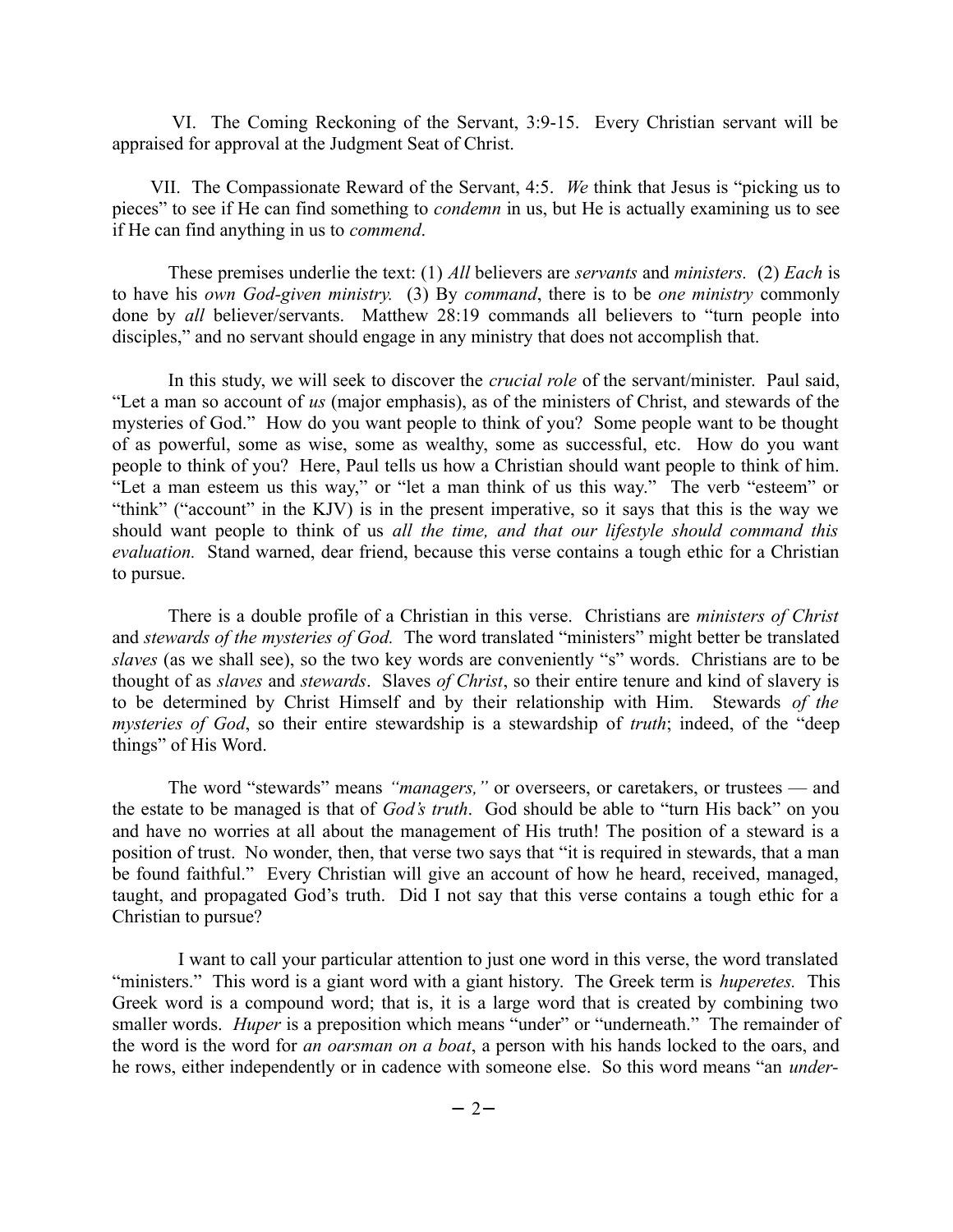VI. The Coming Reckoning of the Servant, 3:9-15. Every Christian servant will be appraised for approval at the Judgment Seat of Christ.

VII. The Compassionate Reward of the Servant, 4:5. *We* think that Jesus is "picking us to pieces" to see if He can find something to *condemn* in us, but He is actually examining us to see if He can find anything in us to *commend*.

These premises underlie the text: (1) *All* believers are *servants* and *ministers.* (2) *Each* is to have his *own God-given ministry.* (3) By *command*, there is to be *one ministry* commonly done by *all* believer/servants. Matthew 28:19 commands all believers to "turn people into disciples," and no servant should engage in any ministry that does not accomplish that.

In this study, we will seek to discover the *crucial role* of the servant/minister. Paul said, "Let a man so account of *us* (major emphasis), as of the ministers of Christ, and stewards of the mysteries of God." How do you want people to think of you? Some people want to be thought of as powerful, some as wise, some as wealthy, some as successful, etc. How do you want people to think of you? Here, Paul tells us how a Christian should want people to think of him. "Let a man esteem us this way," or "let a man think of us this way." The verb "esteem" or "think" ("account" in the KJV) is in the present imperative, so it says that this is the way we should want people to think of us *all the time, and that our lifestyle should command this evaluation.* Stand warned, dear friend, because this verse contains a tough ethic for a Christian to pursue.

There is a double profile of a Christian in this verse. Christians are *ministers of Christ* and *stewards of the mysteries of God.* The word translated "ministers" might better be translated *slaves* (as we shall see), so the two key words are conveniently "s" words. Christians are to be thought of as *slaves* and *stewards*. Slaves *of Christ*, so their entire tenure and kind of slavery is to be determined by Christ Himself and by their relationship with Him. Stewards *of the mysteries of God*, so their entire stewardship is a stewardship of *truth*; indeed, of the "deep things" of His Word.

The word "stewards" means *"managers,"* or overseers, or caretakers, or trustees — and the estate to be managed is that of *God's truth*. God should be able to "turn His back" on you and have no worries at all about the management of His truth! The position of a steward is a position of trust. No wonder, then, that verse two says that "it is required in stewards, that a man be found faithful." Every Christian will give an account of how he heard, received, managed, taught, and propagated God's truth. Did I not say that this verse contains a tough ethic for a Christian to pursue?

I want to call your particular attention to just one word in this verse, the word translated "ministers." This word is a giant word with a giant history. The Greek term is *huperetes.* This Greek word is a compound word; that is, it is a large word that is created by combining two smaller words. *Huper* is a preposition which means "under" or "underneath." The remainder of the word is the word for *an oarsman on a boat*, a person with his hands locked to the oars, and he rows, either independently or in cadence with someone else. So this word means "an *under-*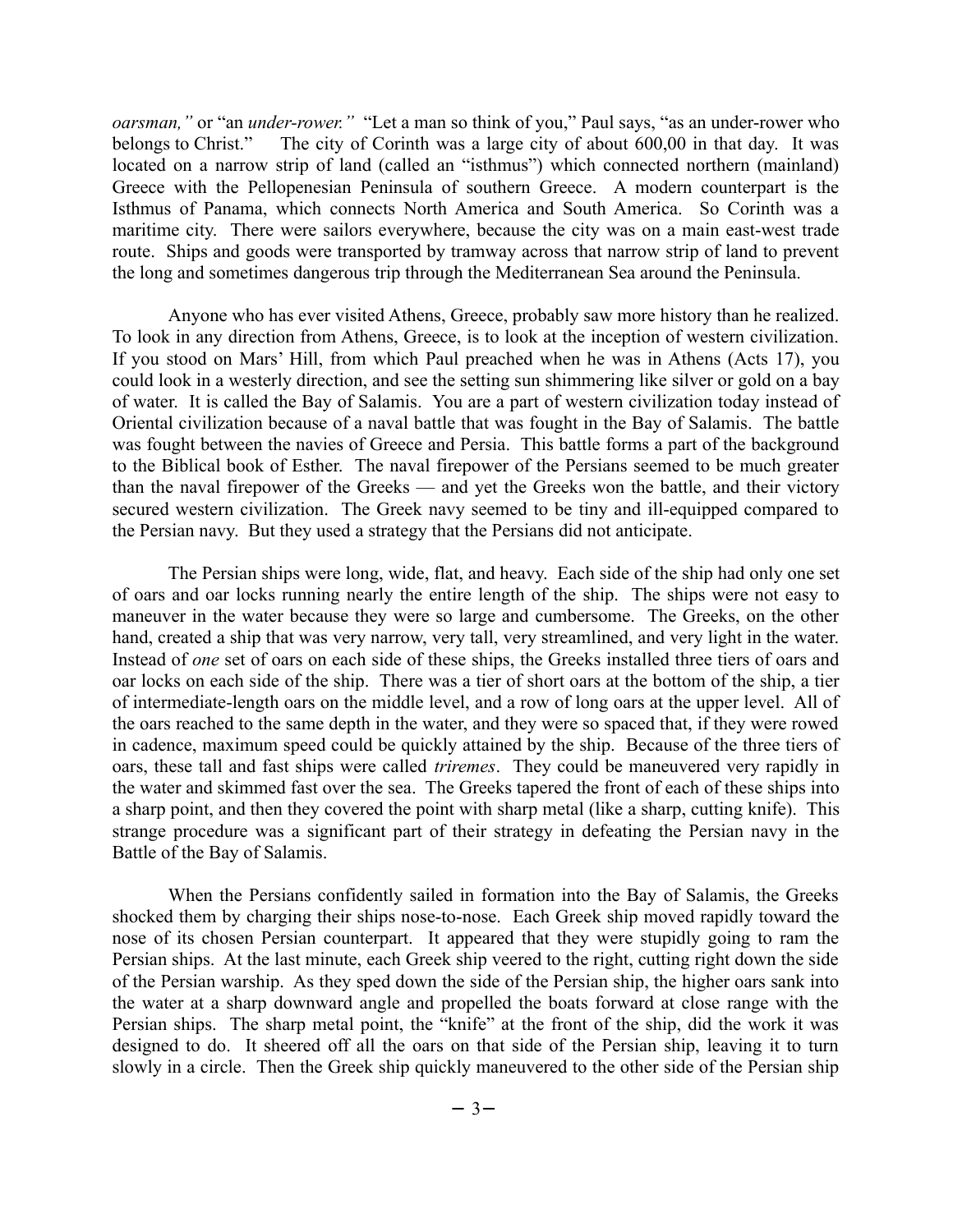*oarsman,"* or "an *under-rower."* "Let a man so think of you," Paul says, "as an under-rower who belongs to Christ." The city of Corinth was a large city of about 600,00 in that day. It was located on a narrow strip of land (called an "isthmus") which connected northern (mainland) Greece with the Pellopenesian Peninsula of southern Greece. A modern counterpart is the Isthmus of Panama, which connects North America and South America. So Corinth was a maritime city. There were sailors everywhere, because the city was on a main east-west trade route. Ships and goods were transported by tramway across that narrow strip of land to prevent the long and sometimes dangerous trip through the Mediterranean Sea around the Peninsula.

Anyone who has ever visited Athens, Greece, probably saw more history than he realized. To look in any direction from Athens, Greece, is to look at the inception of western civilization. If you stood on Mars' Hill, from which Paul preached when he was in Athens (Acts 17), you could look in a westerly direction, and see the setting sun shimmering like silver or gold on a bay of water. It is called the Bay of Salamis. You are a part of western civilization today instead of Oriental civilization because of a naval battle that was fought in the Bay of Salamis. The battle was fought between the navies of Greece and Persia. This battle forms a part of the background to the Biblical book of Esther. The naval firepower of the Persians seemed to be much greater than the naval firepower of the Greeks — and yet the Greeks won the battle, and their victory secured western civilization. The Greek navy seemed to be tiny and ill-equipped compared to the Persian navy. But they used a strategy that the Persians did not anticipate.

The Persian ships were long, wide, flat, and heavy. Each side of the ship had only one set of oars and oar locks running nearly the entire length of the ship. The ships were not easy to maneuver in the water because they were so large and cumbersome. The Greeks, on the other hand, created a ship that was very narrow, very tall, very streamlined, and very light in the water. Instead of *one* set of oars on each side of these ships, the Greeks installed three tiers of oars and oar locks on each side of the ship. There was a tier of short oars at the bottom of the ship, a tier of intermediate-length oars on the middle level, and a row of long oars at the upper level. All of the oars reached to the same depth in the water, and they were so spaced that, if they were rowed in cadence, maximum speed could be quickly attained by the ship. Because of the three tiers of oars, these tall and fast ships were called *triremes*. They could be maneuvered very rapidly in the water and skimmed fast over the sea. The Greeks tapered the front of each of these ships into a sharp point, and then they covered the point with sharp metal (like a sharp, cutting knife). This strange procedure was a significant part of their strategy in defeating the Persian navy in the Battle of the Bay of Salamis.

When the Persians confidently sailed in formation into the Bay of Salamis, the Greeks shocked them by charging their ships nose-to-nose. Each Greek ship moved rapidly toward the nose of its chosen Persian counterpart. It appeared that they were stupidly going to ram the Persian ships. At the last minute, each Greek ship veered to the right, cutting right down the side of the Persian warship. As they sped down the side of the Persian ship, the higher oars sank into the water at a sharp downward angle and propelled the boats forward at close range with the Persian ships. The sharp metal point, the "knife" at the front of the ship, did the work it was designed to do. It sheered off all the oars on that side of the Persian ship, leaving it to turn slowly in a circle. Then the Greek ship quickly maneuvered to the other side of the Persian ship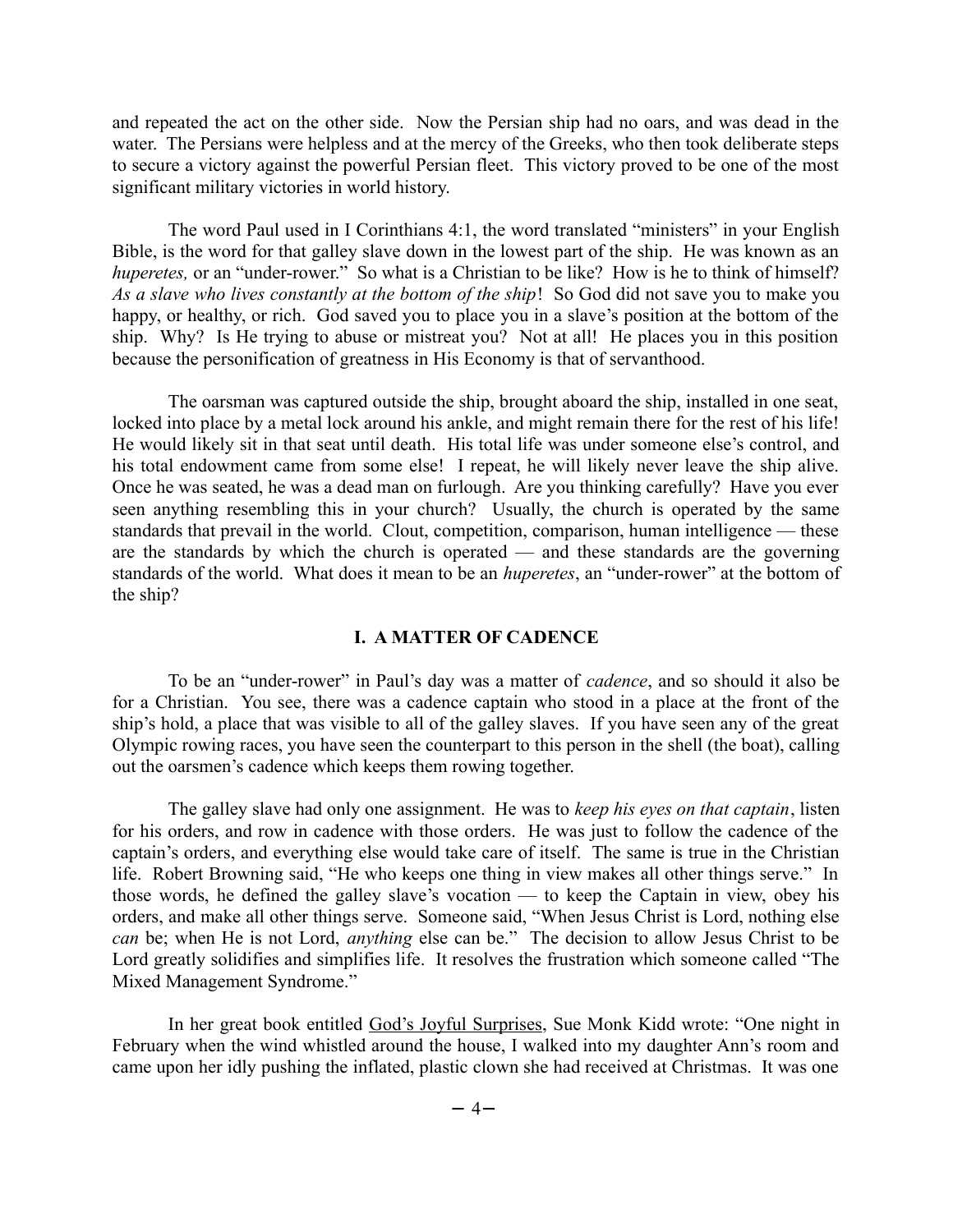and repeated the act on the other side. Now the Persian ship had no oars, and was dead in the water. The Persians were helpless and at the mercy of the Greeks, who then took deliberate steps to secure a victory against the powerful Persian fleet. This victory proved to be one of the most significant military victories in world history.

The word Paul used in I Corinthians 4:1, the word translated "ministers" in your English Bible, is the word for that galley slave down in the lowest part of the ship. He was known as an *huperetes,* or an "under-rower." So what is a Christian to be like? How is he to think of himself? *As a slave who lives constantly at the bottom of the ship*! So God did not save you to make you happy, or healthy, or rich. God saved you to place you in a slave's position at the bottom of the ship. Why? Is He trying to abuse or mistreat you? Not at all! He places you in this position because the personification of greatness in His Economy is that of servanthood.

The oarsman was captured outside the ship, brought aboard the ship, installed in one seat, locked into place by a metal lock around his ankle, and might remain there for the rest of his life! He would likely sit in that seat until death. His total life was under someone else's control, and his total endowment came from some else! I repeat, he will likely never leave the ship alive. Once he was seated, he was a dead man on furlough. Are you thinking carefully? Have you ever seen anything resembling this in your church? Usually, the church is operated by the same standards that prevail in the world. Clout, competition, comparison, human intelligence — these are the standards by which the church is operated — and these standards are the governing standards of the world. What does it mean to be an *huperetes*, an "under-rower" at the bottom of the ship?

## I. A MATTER OF CADENCE

To be an "under-rower" in Paul's day was a matter of *cadence*, and so should it also be for a Christian. You see, there was a cadence captain who stood in a place at the front of the ship's hold, a place that was visible to all of the galley slaves. If you have seen any of the great Olympic rowing races, you have seen the counterpart to this person in the shell (the boat), calling out the oarsmen's cadence which keeps them rowing together.

The galley slave had only one assignment. He was to *keep his eyes on that captain*, listen for his orders, and row in cadence with those orders. He was just to follow the cadence of the captain's orders, and everything else would take care of itself. The same is true in the Christian life. Robert Browning said, "He who keeps one thing in view makes all other things serve." In those words, he defined the galley slave's vocation — to keep the Captain in view, obey his orders, and make all other things serve. Someone said, "When Jesus Christ is Lord, nothing else *can* be; when He is not Lord, *anything* else can be." The decision to allow Jesus Christ to be Lord greatly solidifies and simplifies life. It resolves the frustration which someone called "The Mixed Management Syndrome."

In her great book entitled God's Joyful Surprises, Sue Monk Kidd wrote: "One night in February when the wind whistled around the house, I walked into my daughter Ann's room and came upon her idly pushing the inflated, plastic clown she had received at Christmas. It was one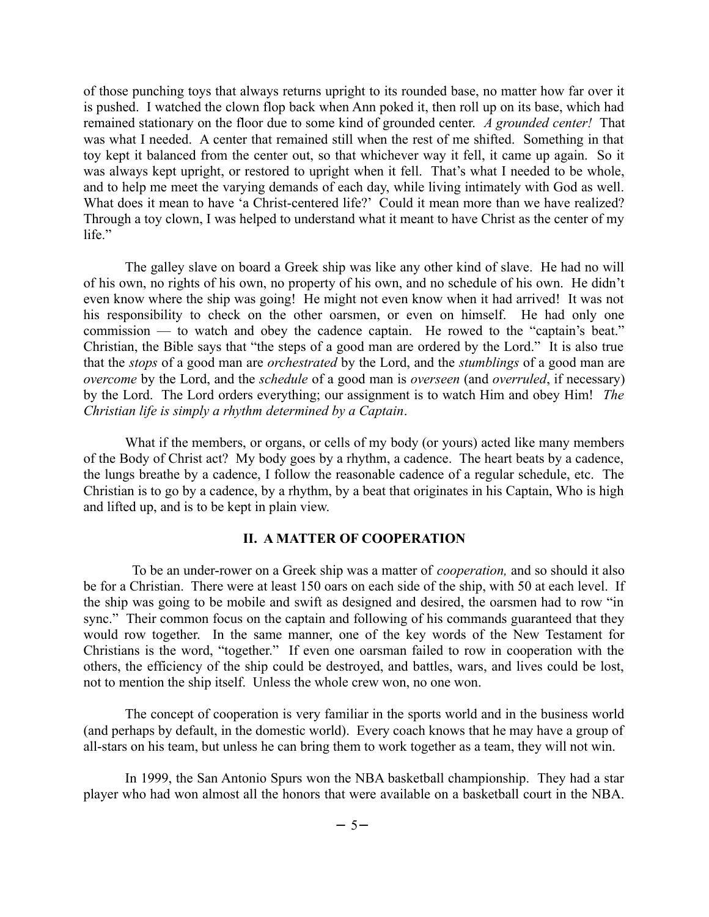of those punching toys that always returns upright to its rounded base, no matter how far over it is pushed. I watched the clown flop back when Ann poked it, then roll up on its base, which had remained stationary on the floor due to some kind of grounded center. *A grounded center!* That was what I needed. A center that remained still when the rest of me shifted. Something in that toy kept it balanced from the center out, so that whichever way it fell, it came up again. So it was always kept upright, or restored to upright when it fell. That's what I needed to be whole, and to help me meet the varying demands of each day, while living intimately with God as well. What does it mean to have 'a Christ-centered life?' Could it mean more than we have realized? Through a toy clown, I was helped to understand what it meant to have Christ as the center of my life."

The galley slave on board a Greek ship was like any other kind of slave. He had no will of his own, no rights of his own, no property of his own, and no schedule of his own. He didn't even know where the ship was going! He might not even know when it had arrived! It was not his responsibility to check on the other oarsmen, or even on himself. He had only one commission — to watch and obey the cadence captain. He rowed to the "captain's beat." Christian, the Bible says that "the steps of a good man are ordered by the Lord." It is also true that the *stops* of a good man are *orchestrated* by the Lord, and the *stumblings* of a good man are *overcome* by the Lord, and the *schedule* of a good man is *overseen* (and *overruled*, if necessary) by the Lord. The Lord orders everything; our assignment is to watch Him and obey Him! *The Christian life is simply a rhythm determined by a Captain*.

What if the members, or organs, or cells of my body (or yours) acted like many members of the Body of Christ act? My body goes by a rhythm, a cadence. The heart beats by a cadence, the lungs breathe by a cadence, I follow the reasonable cadence of a regular schedule, etc. The Christian is to go by a cadence, by a rhythm, by a beat that originates in his Captain, Who is high and lifted up, and is to be kept in plain view.

## II. A MATTER OF COOPERATION

To be an under-rower on a Greek ship was a matter of *cooperation,* and so should it also be for a Christian. There were at least 150 oars on each side of the ship, with 50 at each level. If the ship was going to be mobile and swift as designed and desired, the oarsmen had to row "in sync." Their common focus on the captain and following of his commands guaranteed that they would row together. In the same manner, one of the key words of the New Testament for Christians is the word, "together." If even one oarsman failed to row in cooperation with the others, the efficiency of the ship could be destroyed, and battles, wars, and lives could be lost, not to mention the ship itself. Unless the whole crew won, no one won.

The concept of cooperation is very familiar in the sports world and in the business world (and perhaps by default, in the domestic world). Every coach knows that he may have a group of all-stars on his team, but unless he can bring them to work together as a team, they will not win.

In 1999, the San Antonio Spurs won the NBA basketball championship. They had a star player who had won almost all the honors that were available on a basketball court in the NBA.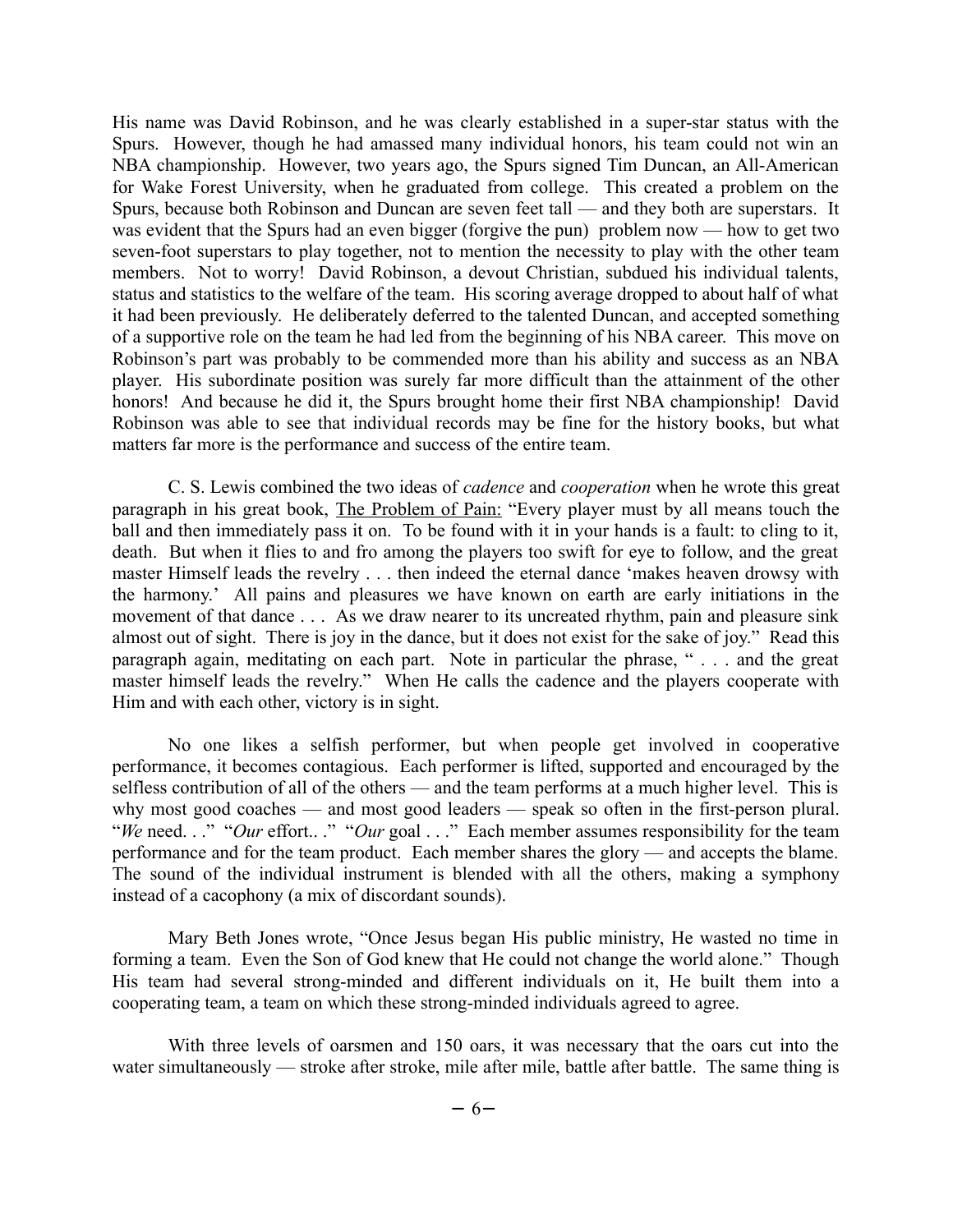His name was David Robinson, and he was clearly established in a super-star status with the Spurs. However, though he had amassed many individual honors, his team could not win an NBA championship. However, two years ago, the Spurs signed Tim Duncan, an All-American for Wake Forest University, when he graduated from college. This created a problem on the Spurs, because both Robinson and Duncan are seven feet tall — and they both are superstars. It was evident that the Spurs had an even bigger (forgive the pun) problem now — how to get two seven-foot superstars to play together, not to mention the necessity to play with the other team members. Not to worry! David Robinson, a devout Christian, subdued his individual talents, status and statistics to the welfare of the team. His scoring average dropped to about half of what it had been previously. He deliberately deferred to the talented Duncan, and accepted something of a supportive role on the team he had led from the beginning of his NBA career. This move on Robinson's part was probably to be commended more than his ability and success as an NBA player. His subordinate position was surely far more difficult than the attainment of the other honors! And because he did it, the Spurs brought home their first NBA championship! David Robinson was able to see that individual records may be fine for the history books, but what matters far more is the performance and success of the entire team.

C. S. Lewis combined the two ideas of *cadence* and *cooperation* when he wrote this great paragraph in his great book, The Problem of Pain: "Every player must by all means touch the ball and then immediately pass it on. To be found with it in your hands is a fault: to cling to it, death. But when it flies to and fro among the players too swift for eye to follow, and the great master Himself leads the revelry . . . then indeed the eternal dance 'makes heaven drowsy with the harmony.' All pains and pleasures we have known on earth are early initiations in the movement of that dance . . . As we draw nearer to its uncreated rhythm, pain and pleasure sink almost out of sight. There is joy in the dance, but it does not exist for the sake of joy." Read this paragraph again, meditating on each part. Note in particular the phrase, " . . . and the great master himself leads the revelry." When He calls the cadence and the players cooperate with Him and with each other, victory is in sight.

No one likes a selfish performer, but when people get involved in cooperative performance, it becomes contagious. Each performer is lifted, supported and encouraged by the selfless contribution of all of the others — and the team performs at a much higher level. This is why most good coaches — and most good leaders — speak so often in the first-person plural. "*We* need. . ." "*Our* effort.. ." "*Our* goal . . ." Each member assumes responsibility for the team performance and for the team product. Each member shares the glory — and accepts the blame. The sound of the individual instrument is blended with all the others, making a symphony instead of a cacophony (a mix of discordant sounds).

Mary Beth Jones wrote, "Once Jesus began His public ministry, He wasted no time in forming a team. Even the Son of God knew that He could not change the world alone." Though His team had several strong-minded and different individuals on it, He built them into a cooperating team, a team on which these strong-minded individuals agreed to agree.

With three levels of oarsmen and 150 oars, it was necessary that the oars cut into the water simultaneously — stroke after stroke, mile after mile, battle after battle. The same thing is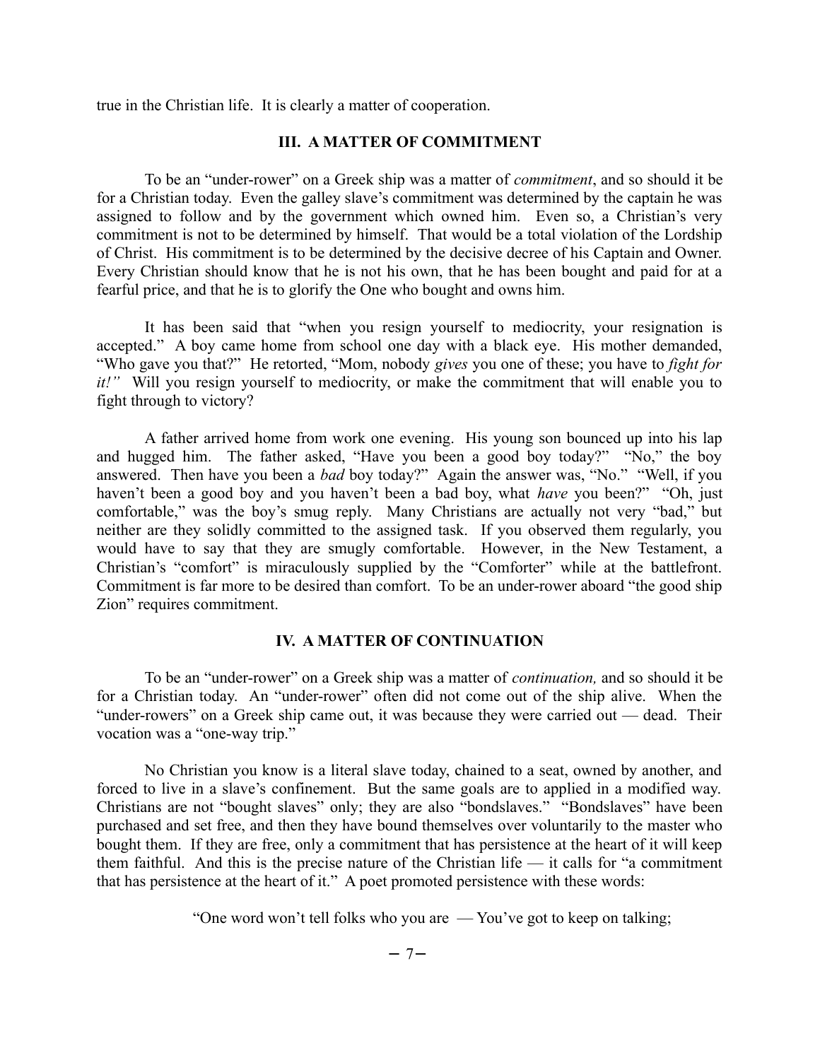true in the Christian life. It is clearly a matter of cooperation.

### III. A MATTER OF COMMITMENT

To be an "under-rower" on a Greek ship was a matter of *commitment*, and so should it be for a Christian today. Even the galley slave's commitment was determined by the captain he was assigned to follow and by the government which owned him. Even so, a Christian's very commitment is not to be determined by himself. That would be a total violation of the Lordship of Christ. His commitment is to be determined by the decisive decree of his Captain and Owner. Every Christian should know that he is not his own, that he has been bought and paid for at a fearful price, and that he is to glorify the One who bought and owns him.

It has been said that "when you resign yourself to mediocrity, your resignation is accepted." A boy came home from school one day with a black eye. His mother demanded, "Who gave you that?" He retorted, "Mom, nobody *gives* you one of these; you have to *fight for it!"* Will you resign yourself to mediocrity, or make the commitment that will enable you to fight through to victory?

A father arrived home from work one evening. His young son bounced up into his lap and hugged him. The father asked, "Have you been a good boy today?" "No," the boy answered. Then have you been a *bad* boy today?" Again the answer was, "No." "Well, if you haven't been a good boy and you haven't been a bad boy, what *have* you been?" "Oh, just comfortable," was the boy's smug reply. Many Christians are actually not very "bad," but neither are they solidly committed to the assigned task. If you observed them regularly, you would have to say that they are smugly comfortable. However, in the New Testament, a Christian's "comfort" is miraculously supplied by the "Comforter" while at the battlefront. Commitment is far more to be desired than comfort. To be an under-rower aboard "the good ship Zion" requires commitment.

### IV. A MATTER OF CONTINUATION

To be an "under-rower" on a Greek ship was a matter of *continuation,* and so should it be for a Christian today. An "under-rower" often did not come out of the ship alive. When the "under-rowers" on a Greek ship came out, it was because they were carried out — dead. Their vocation was a "one-way trip."

No Christian you know is a literal slave today, chained to a seat, owned by another, and forced to live in a slave's confinement. But the same goals are to applied in a modified way. Christians are not "bought slaves" only; they are also "bondslaves." "Bondslaves" have been purchased and set free, and then they have bound themselves over voluntarily to the master who bought them. If they are free, only a commitment that has persistence at the heart of it will keep them faithful. And this is the precise nature of the Christian life — it calls for "a commitment that has persistence at the heart of it." A poet promoted persistence with these words:

> "One word won't tell folks who you are — You've got to keep on talking;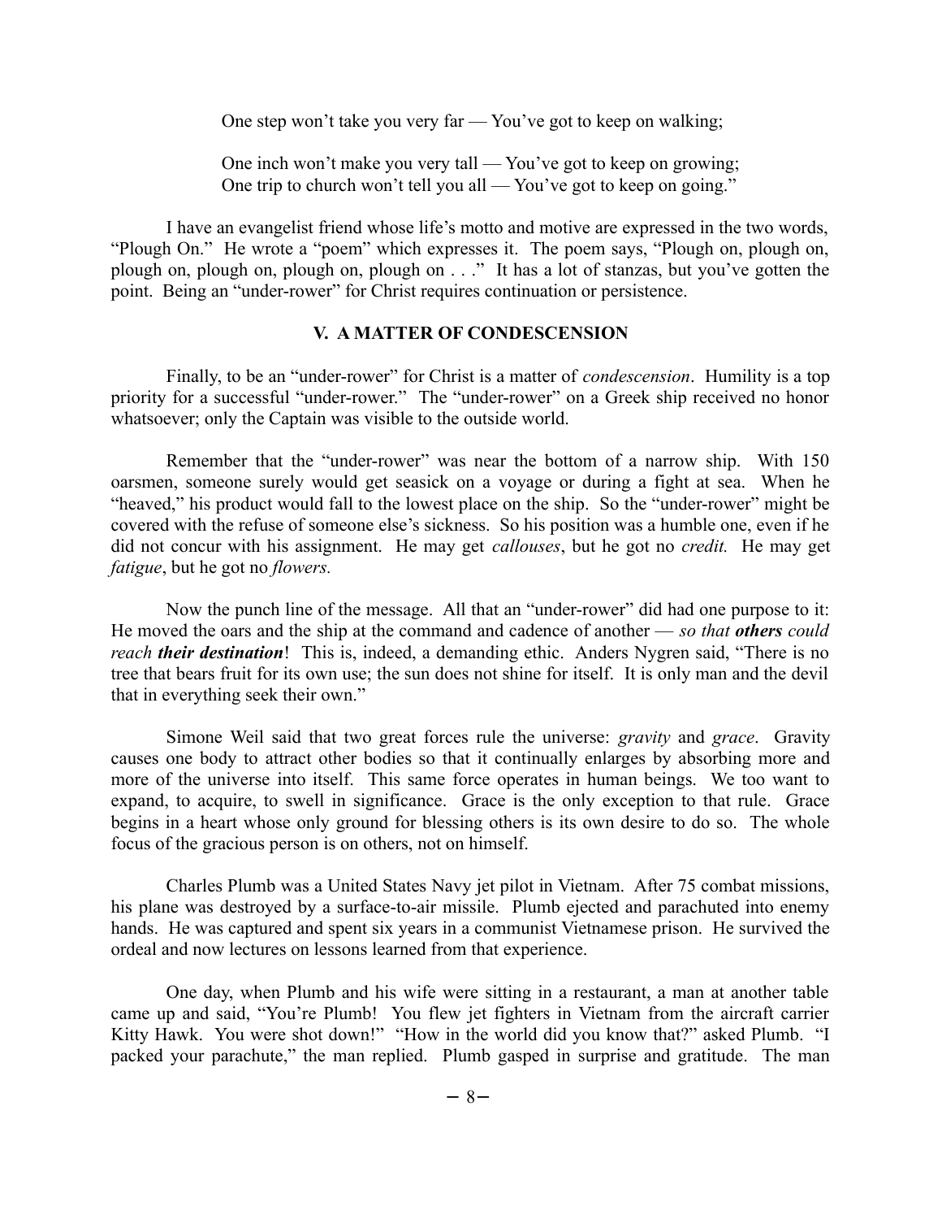One step won't take you very far — You've got to keep on walking;

One inch won't make you very tall — You've got to keep on growing;
One trip to church won't tell you all — You've got to keep on going."

I have an evangelist friend whose life's motto and motive are expressed in the two words, "Plough On." He wrote a "poem" which expresses it. The poem says, "Plough on, plough on, plough on, plough on, plough on, plough on . . ." It has a lot of stanzas, but you've gotten the point. Being an "under-rower" for Christ requires continuation or persistence.

### V. A MATTER OF CONDESCENSION

Finally, to be an "under-rower" for Christ is a matter of *condescension*. Humility is a top priority for a successful "under-rower." The "under-rower" on a Greek ship received no honor whatsoever; only the Captain was visible to the outside world.

Remember that the "under-rower" was near the bottom of a narrow ship. With 150 oarsmen, someone surely would get seasick on a voyage or during a fight at sea. When he "heaved," his product would fall to the lowest place on the ship. So the "under-rower" might be covered with the refuse of someone else's sickness. So his position was a humble one, even if he did not concur with his assignment. He may get *callouses*, but he got no *credit.* He may get *fatigue*, but he got no *flowers.*

Now the punch line of the message. All that an "under-rower" did had one purpose to it: He moved the oars and the ship at the command and cadence of another — *so that **others** could reach **their destination***! This is, indeed, a demanding ethic. Anders Nygren said, "There is no tree that bears fruit for its own use; the sun does not shine for itself. It is only man and the devil that in everything seek their own."

Simone Weil said that two great forces rule the universe: *gravity* and *grace*. Gravity causes one body to attract other bodies so that it continually enlarges by absorbing more and more of the universe into itself. This same force operates in human beings. We too want to expand, to acquire, to swell in significance. Grace is the only exception to that rule. Grace begins in a heart whose only ground for blessing others is its own desire to do so. The whole focus of the gracious person is on others, not on himself.

Charles Plumb was a United States Navy jet pilot in Vietnam. After 75 combat missions, his plane was destroyed by a surface-to-air missile. Plumb ejected and parachuted into enemy hands. He was captured and spent six years in a communist Vietnamese prison. He survived the ordeal and now lectures on lessons learned from that experience.

One day, when Plumb and his wife were sitting in a restaurant, a man at another table came up and said, "You're Plumb! You flew jet fighters in Vietnam from the aircraft carrier Kitty Hawk. You were shot down!" "How in the world did you know that?" asked Plumb. "I packed your parachute," the man replied. Plumb gasped in surprise and gratitude. The man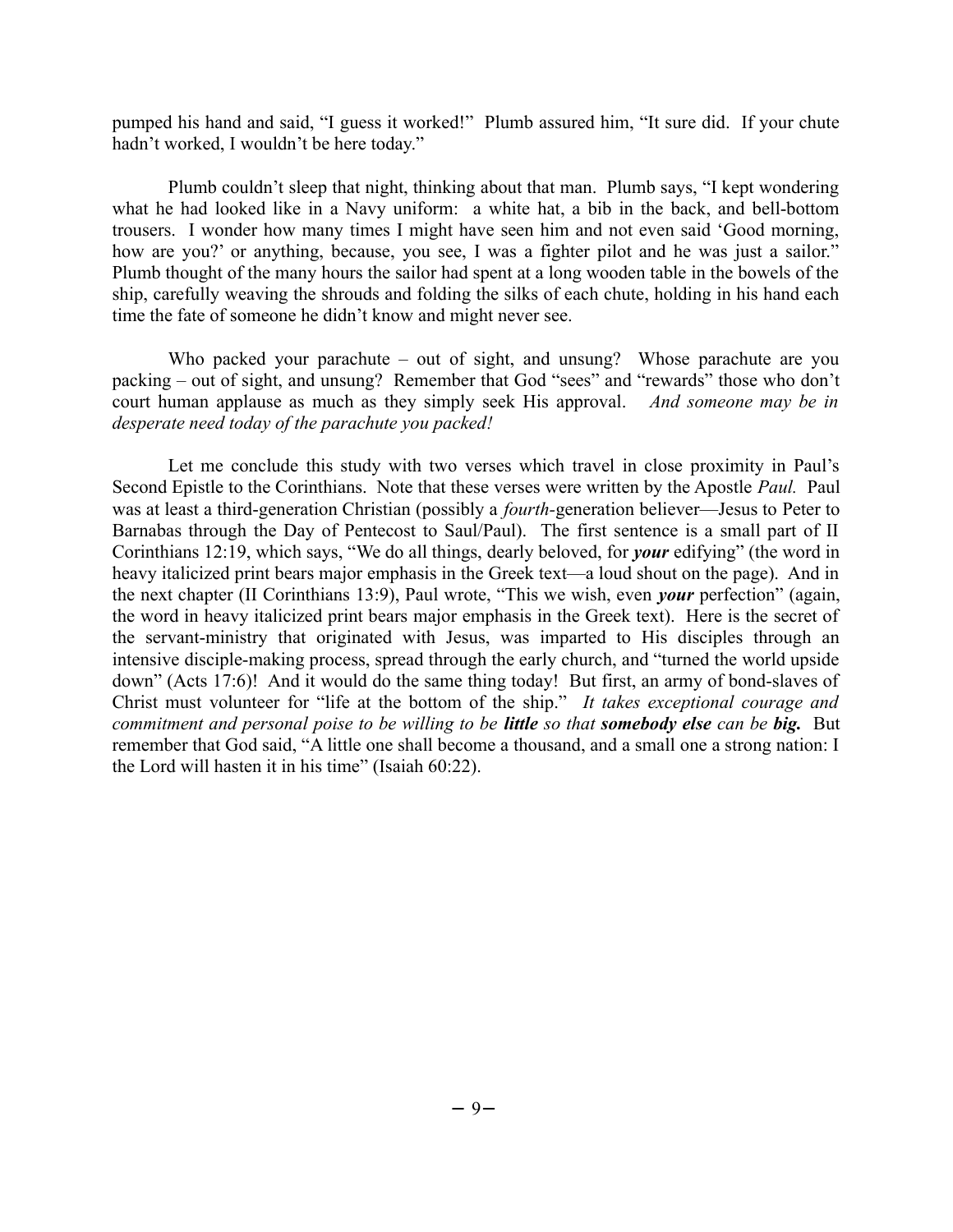pumped his hand and said, "I guess it worked!" Plumb assured him, "It sure did. If your chute hadn't worked, I wouldn't be here today."

Plumb couldn't sleep that night, thinking about that man. Plumb says, "I kept wondering what he had looked like in a Navy uniform: a white hat, a bib in the back, and bell-bottom trousers. I wonder how many times I might have seen him and not even said 'Good morning, how are you?' or anything, because, you see, I was a fighter pilot and he was just a sailor." Plumb thought of the many hours the sailor had spent at a long wooden table in the bowels of the ship, carefully weaving the shrouds and folding the silks of each chute, holding in his hand each time the fate of someone he didn't know and might never see.

Who packed your parachute – out of sight, and unsung? Whose parachute are you packing – out of sight, and unsung? Remember that God "sees" and "rewards" those who don't court human applause as much as they simply seek His approval. *And someone may be in desperate need today of the parachute you packed!*

Let me conclude this study with two verses which travel in close proximity in Paul's Second Epistle to the Corinthians. Note that these verses were written by the Apostle *Paul.* Paul was at least a third-generation Christian (possibly a *fourth*-generation believer—Jesus to Peter to Barnabas through the Day of Pentecost to Saul/Paul). The first sentence is a small part of II Corinthians 12:19, which says, "We do all things, dearly beloved, for ***your*** edifying" (the word in heavy italicized print bears major emphasis in the Greek text—a loud shout on the page). And in the next chapter (II Corinthians 13:9), Paul wrote, "This we wish, even ***your*** perfection" (again, the word in heavy italicized print bears major emphasis in the Greek text). Here is the secret of the servant-ministry that originated with Jesus, was imparted to His disciples through an intensive disciple-making process, spread through the early church, and "turned the world upside down" (Acts 17:6)! And it would do the same thing today! But first, an army of bond-slaves of Christ must volunteer for "life at the bottom of the ship." *It takes exceptional courage and commitment and personal poise to be willing to be **little** so that **somebody else** can be **big.*** But remember that God said, "A little one shall become a thousand, and a small one a strong nation: I the Lord will hasten it in his time" (Isaiah 60:22).